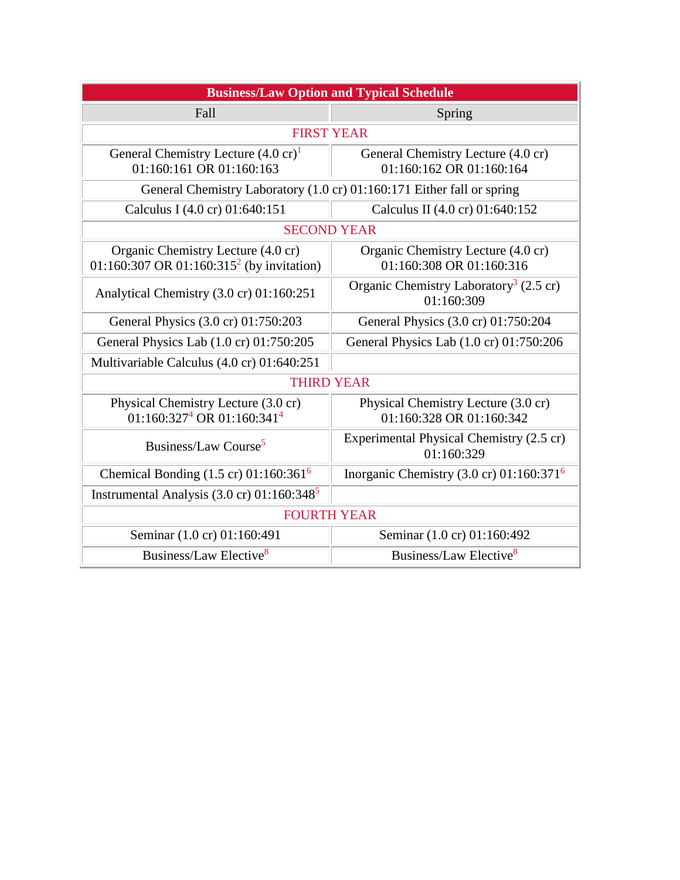| Business/Law Option and Typical Schedule | |
|---|---|
| Fall | Spring |
| FIRST YEAR | |
| General Chemistry Lecture (4.0 cr)[1] 01:160:161 OR 01:160:163 | General Chemistry Lecture (4.0 cr) 01:160:162 OR 01:160:164 |
| General Chemistry Laboratory (1.0 cr) 01:160:171 Either fall or spring | |
| Calculus I (4.0 cr) 01:640:151 | Calculus II (4.0 cr) 01:640:152 |
| SECOND YEAR | |
| Organic Chemistry Lecture (4.0 cr) 01:160:307 OR 01:160:315[2] (by invitation) | Organic Chemistry Lecture (4.0 cr) 01:160:308 OR 01:160:316 |
| Analytical Chemistry (3.0 cr) 01:160:251 | Organic Chemistry Laboratory[3] (2.5 cr) 01:160:309 |
| General Physics (3.0 cr) 01:750:203 | General Physics (3.0 cr) 01:750:204 |
| General Physics Lab (1.0 cr) 01:750:205 | General Physics Lab (1.0 cr) 01:750:206 |
| Multivariable Calculus (4.0 cr) 01:640:251 | |
| THIRD YEAR | |
| Physical Chemistry Lecture (3.0 cr) 01:160:327[4] OR 01:160:341[4] | Physical Chemistry Lecture (3.0 cr) 01:160:328 OR 01:160:342 |
| Business/Law Course[5] | Experimental Physical Chemistry (2.5 cr) 01:160:329 |
| Chemical Bonding (1.5 cr) 01:160:361[6] | Inorganic Chemistry (3.0 cr) 01:160:371[6] |
| Instrumental Analysis (3.0 cr) 01:160:348[5] | |
| FOURTH YEAR | |
| Seminar (1.0 cr) 01:160:491 | Seminar (1.0 cr) 01:160:492 |
| Business/Law Elective[8] | Business/Law Elective[8] |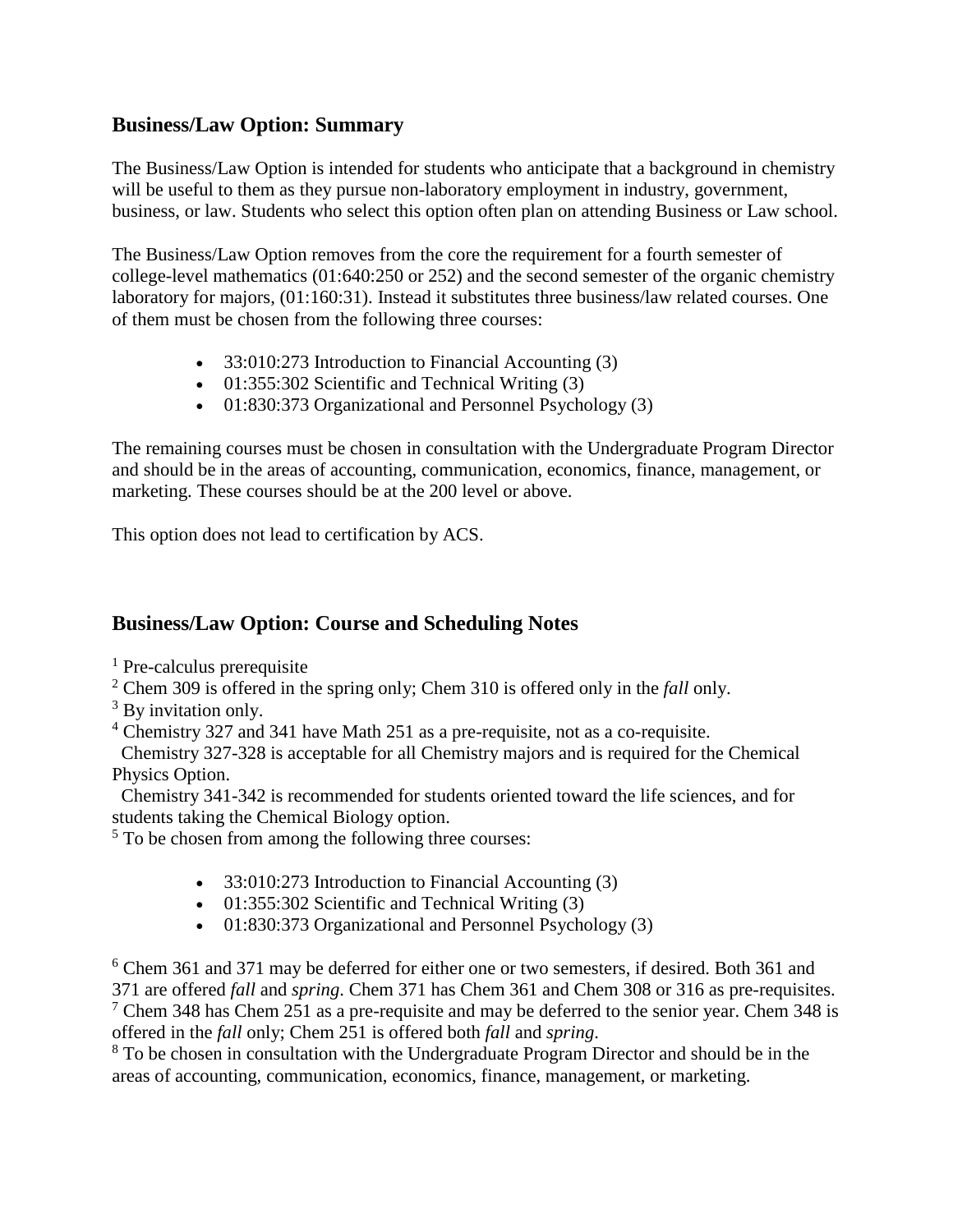## Business/Law Option: Summary

The Business/Law Option is intended for students who anticipate that a background in chemistry will be useful to them as they pursue non-laboratory employment in industry, government, business, or law. Students who select this option often plan on attending Business or Law school.

The Business/Law Option removes from the core the requirement for a fourth semester of college-level mathematics (01:640:250 or 252) and the second semester of the organic chemistry laboratory for majors, (01:160:31). Instead it substitutes three business/law related courses. One of them must be chosen from the following three courses:

- 33:010:273 Introduction to Financial Accounting (3)
- 01:355:302 Scientific and Technical Writing (3)
- 01:830:373 Organizational and Personnel Psychology (3)

The remaining courses must be chosen in consultation with the Undergraduate Program Director and should be in the areas of accounting, communication, economics, finance, management, or marketing. These courses should be at the 200 level or above.

This option does not lead to certification by ACS.

## Business/Law Option: Course and Scheduling Notes

[1] Pre-calculus prerequisite

[2] Chem 309 is offered in the spring only; Chem 310 is offered only in the *fall* only.

[3] By invitation only.

[4] Chemistry 327 and 341 have Math 251 as a pre-requisite, not as a co-requisite.

Chemistry 327-328 is acceptable for all Chemistry majors and is required for the Chemical Physics Option.

Chemistry 341-342 is recommended for students oriented toward the life sciences, and for students taking the Chemical Biology option.

[5] To be chosen from among the following three courses:

- 33:010:273 Introduction to Financial Accounting (3)
- 01:355:302 Scientific and Technical Writing (3)
- 01:830:373 Organizational and Personnel Psychology (3)

[6] Chem 361 and 371 may be deferred for either one or two semesters, if desired. Both 361 and 371 are offered *fall* and *spring*. Chem 371 has Chem 361 and Chem 308 or 316 as pre-requisites.

[7] Chem 348 has Chem 251 as a pre-requisite and may be deferred to the senior year. Chem 348 is offered in the *fall* only; Chem 251 is offered both *fall* and *spring*.

[8] To be chosen in consultation with the Undergraduate Program Director and should be in the areas of accounting, communication, economics, finance, management, or marketing.